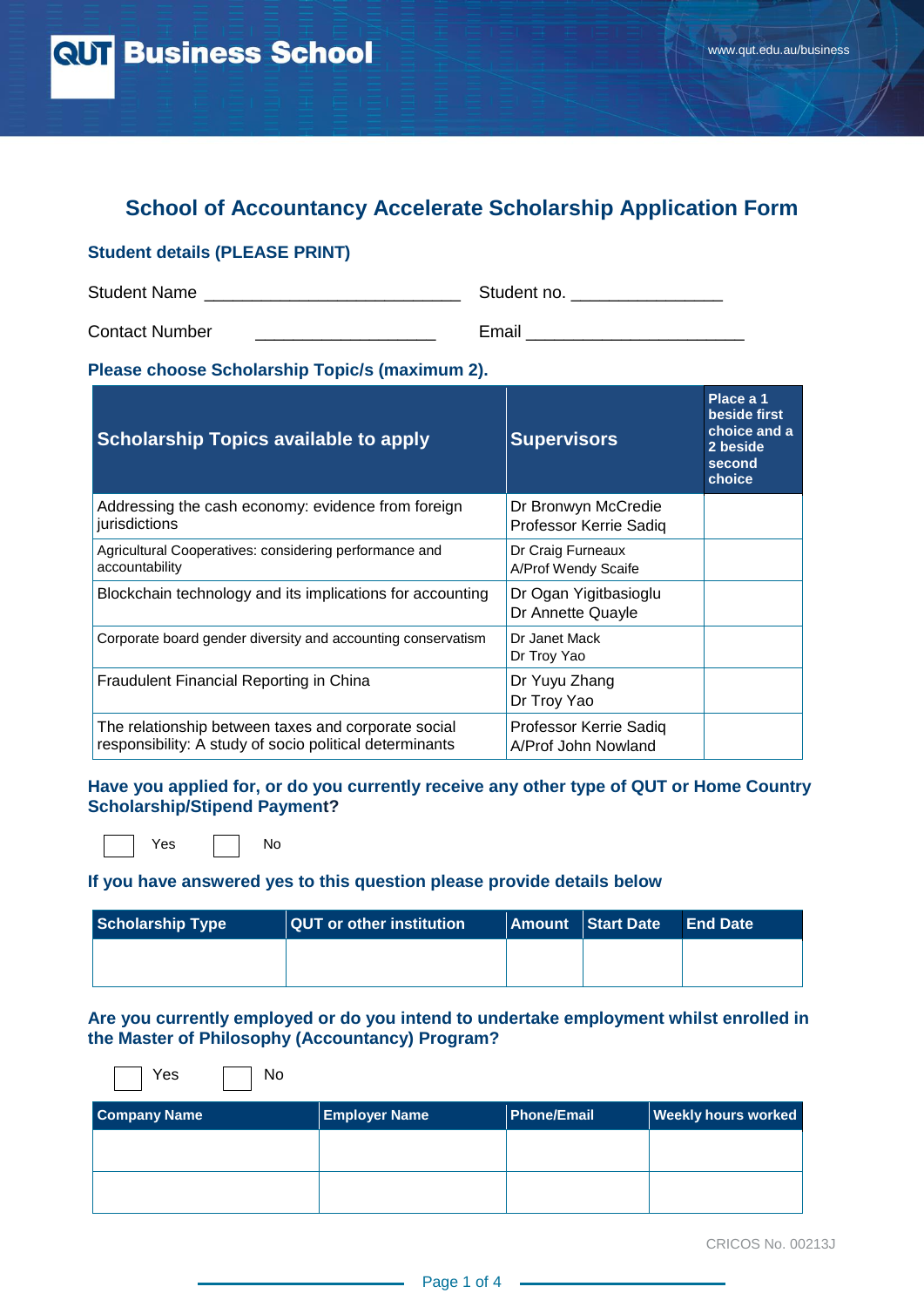QUT Business School

# School of Accountancy Accelerate Scholarship Application Form

## Student details (PLEASE PRINT)

Student Name ___________________________ Student no. ________________

Contact Number ___________________ Email _______________________

## Please choose Scholarship Topic/s (maximum 2).

| Scholarship Topics available to apply | Supervisors | Place a 1 beside first choice and a 2 beside second choice |
|---|---|---|
| Addressing the cash economy: evidence from foreign jurisdictions | Dr Bronwyn McCredie<br>Professor Kerrie Sadiq | |
| Agricultural Cooperatives: considering performance and accountability | Dr Craig Furneaux<br>A/Prof Wendy Scaife | |
| Blockchain technology and its implications for accounting | Dr Ogan Yigitbasioglu<br>Dr Annette Quayle | |
| Corporate board gender diversity and accounting conservatism | Dr Janet Mack<br>Dr Troy Yao | |
| Fraudulent Financial Reporting in China | Dr Yuyu Zhang<br>Dr Troy Yao | |
| The relationship between taxes and corporate social responsibility: A study of socio political determinants | Professor Kerrie Sadiq<br>A/Prof John Nowland | |

## Have you applied for, or do you currently receive any other type of QUT or Home Country Scholarship/Stipend Payment?

☐ Yes ☐ No

## If you have answered yes to this question please provide details below

| Scholarship Type | QUT or other institution | Amount | Start Date | End Date |
|---|---|---|---|---|
| | | | | |

## Are you currently employed or do you intend to undertake employment whilst enrolled in the Master of Philosophy (Accountancy) Program?

☐ Yes ☐ No

| Company Name | Employer Name | Phone/Email | Weekly hours worked |
|---|---|---|---|
| | | | |
| | | | |

CRICOS No. 00213J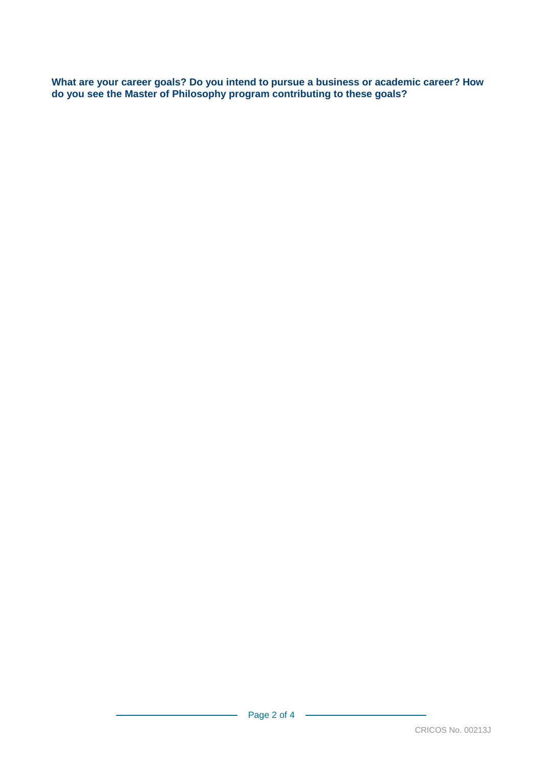**What are your career goals? Do you intend to pursue a business or academic career? How do you see the Master of Philosophy program contributing to these goals?**

CRICOS No. 00213J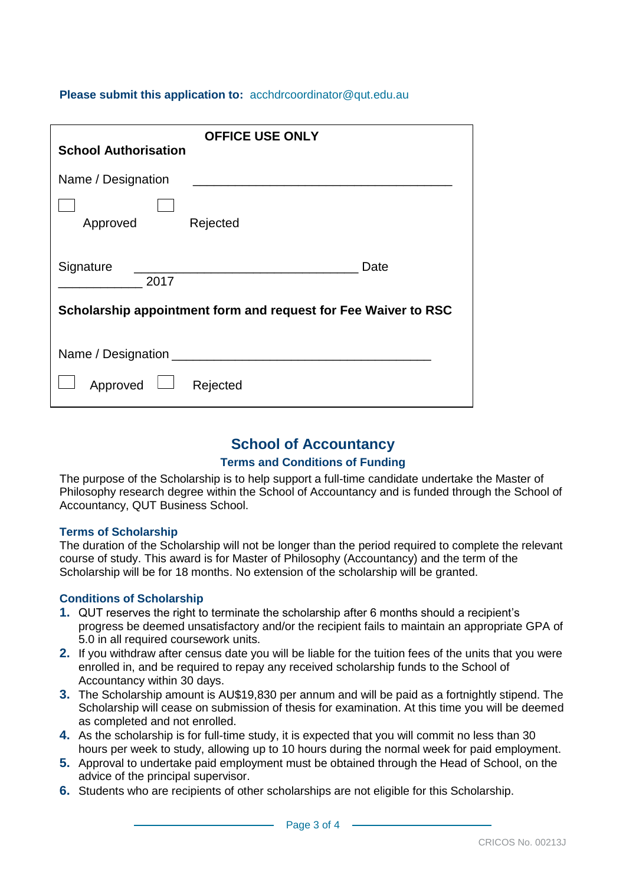**Please submit this application to:** acchdrcoordinator@qut.edu.au

**OFFICE USE ONLY**

**School Authorisation**

Name / Designation ____________________________________

☐ Approved ☐ Rejected

Signature ________________________________ Date ____________ 2017

**Scholarship appointment form and request for Fee Waiver to RSC**

Name / Designation ____________________________________

☐ Approved ☐ Rejected

# School of Accountancy

## Terms and Conditions of Funding

The purpose of the Scholarship is to help support a full-time candidate undertake the Master of Philosophy research degree within the School of Accountancy and is funded through the School of Accountancy, QUT Business School.

### Terms of Scholarship

The duration of the Scholarship will not be longer than the period required to complete the relevant course of study. This award is for Master of Philosophy (Accountancy) and the term of the Scholarship will be for 18 months. No extension of the scholarship will be granted.

### Conditions of Scholarship

1. QUT reserves the right to terminate the scholarship after 6 months should a recipient's progress be deemed unsatisfactory and/or the recipient fails to maintain an appropriate GPA of 5.0 in all required coursework units.
2. If you withdraw after census date you will be liable for the tuition fees of the units that you were enrolled in, and be required to repay any received scholarship funds to the School of Accountancy within 30 days.
3. The Scholarship amount is AU$19,830 per annum and will be paid as a fortnightly stipend. The Scholarship will cease on submission of thesis for examination. At this time you will be deemed as completed and not enrolled.
4. As the scholarship is for full-time study, it is expected that you will commit no less than 30 hours per week to study, allowing up to 10 hours during the normal week for paid employment.
5. Approval to undertake paid employment must be obtained through the Head of School, on the advice of the principal supervisor.
6. Students who are recipients of other scholarships are not eligible for this Scholarship.

CRICOS No. 00213J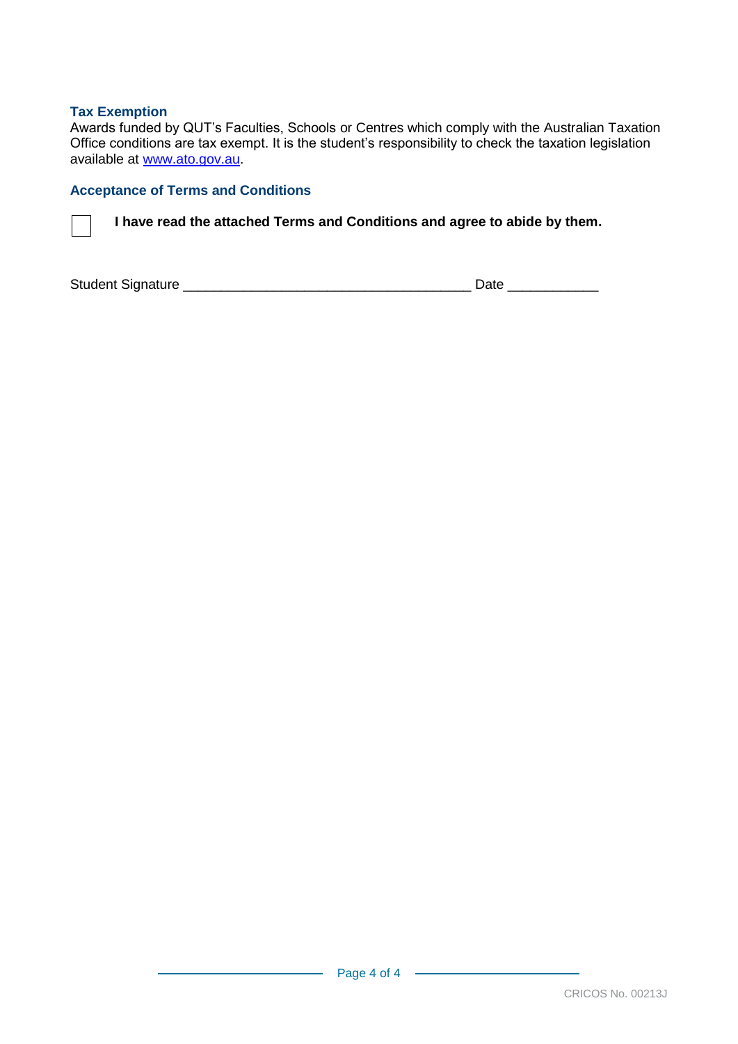### Tax Exemption

Awards funded by QUT's Faculties, Schools or Centres which comply with the Australian Taxation Office conditions are tax exempt. It is the student's responsibility to check the taxation legislation available at www.ato.gov.au.

### Acceptance of Terms and Conditions

☐ **I have read the attached Terms and Conditions and agree to abide by them.**

Student Signature _____________________________________ Date ___________

CRICOS No. 00213J